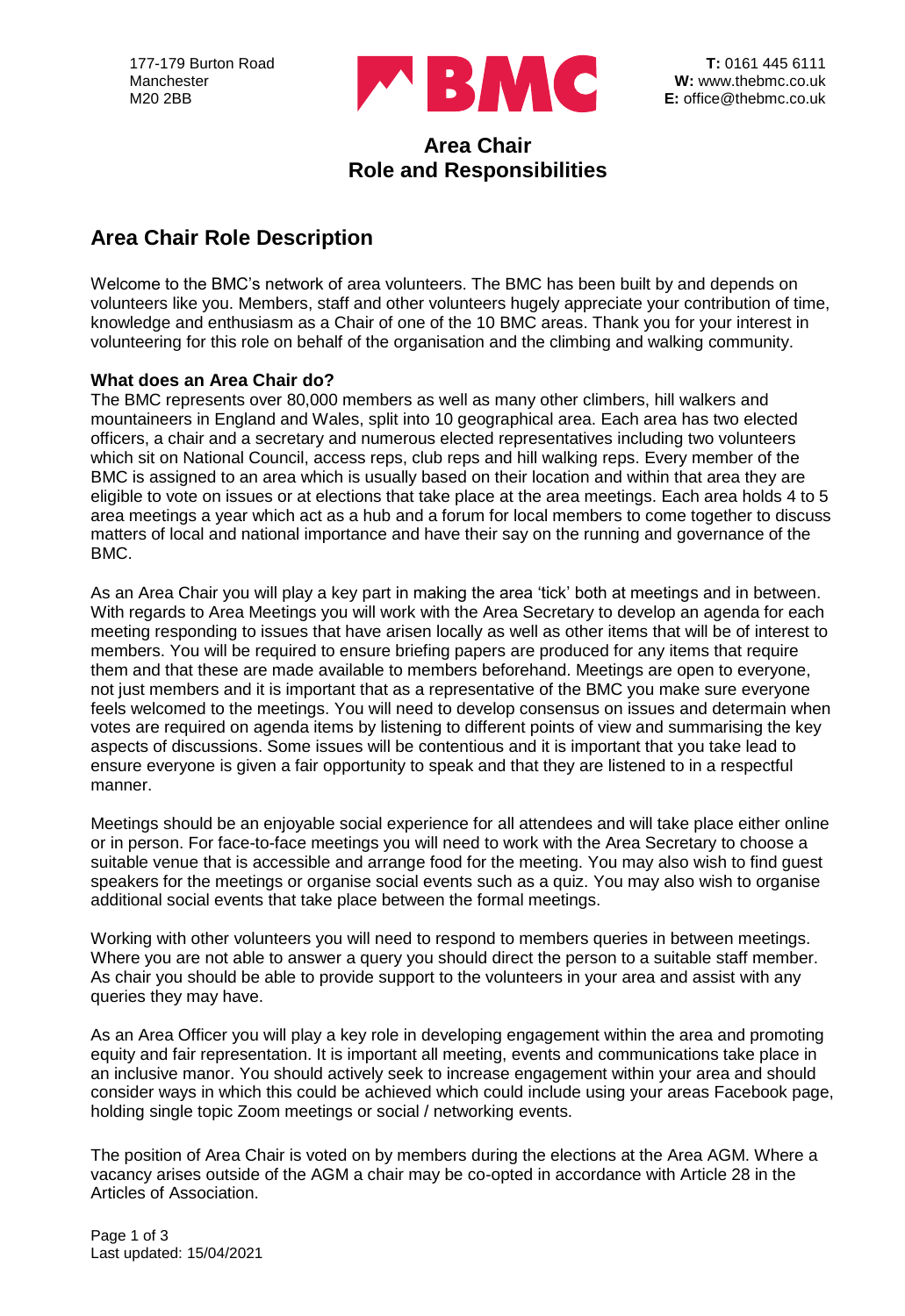177-179 Burton Road
Manchester
M20 2BB

**T:** 0161 445 6111
**W:** www.thebmc.co.uk
**E:** office@thebmc.co.uk

# Area Chair
# Role and Responsibilities

## Area Chair Role Description

Welcome to the BMC's network of area volunteers. The BMC has been built by and depends on volunteers like you. Members, staff and other volunteers hugely appreciate your contribution of time, knowledge and enthusiasm as a Chair of one of the 10 BMC areas. Thank you for your interest in volunteering for this role on behalf of the organisation and the climbing and walking community.

### What does an Area Chair do?

The BMC represents over 80,000 members as well as many other climbers, hill walkers and mountaineers in England and Wales, split into 10 geographical area. Each area has two elected officers, a chair and a secretary and numerous elected representatives including two volunteers which sit on National Council, access reps, club reps and hill walking reps. Every member of the BMC is assigned to an area which is usually based on their location and within that area they are eligible to vote on issues or at elections that take place at the area meetings. Each area holds 4 to 5 area meetings a year which act as a hub and a forum for local members to come together to discuss matters of local and national importance and have their say on the running and governance of the BMC.

As an Area Chair you will play a key part in making the area 'tick' both at meetings and in between. With regards to Area Meetings you will work with the Area Secretary to develop an agenda for each meeting responding to issues that have arisen locally as well as other items that will be of interest to members. You will be required to ensure briefing papers are produced for any items that require them and that these are made available to members beforehand. Meetings are open to everyone, not just members and it is important that as a representative of the BMC you make sure everyone feels welcomed to the meetings. You will need to develop consensus on issues and determain when votes are required on agenda items by listening to different points of view and summarising the key aspects of discussions. Some issues will be contentious and it is important that you take lead to ensure everyone is given a fair opportunity to speak and that they are listened to in a respectful manner.

Meetings should be an enjoyable social experience for all attendees and will take place either online or in person. For face-to-face meetings you will need to work with the Area Secretary to choose a suitable venue that is accessible and arrange food for the meeting. You may also wish to find guest speakers for the meetings or organise social events such as a quiz. You may also wish to organise additional social events that take place between the formal meetings.

Working with other volunteers you will need to respond to members queries in between meetings. Where you are not able to answer a query you should direct the person to a suitable staff member. As chair you should be able to provide support to the volunteers in your area and assist with any queries they may have.

As an Area Officer you will play a key role in developing engagement within the area and promoting equity and fair representation. It is important all meeting, events and communications take place in an inclusive manor. You should actively seek to increase engagement within your area and should consider ways in which this could be achieved which could include using your areas Facebook page, holding single topic Zoom meetings or social / networking events.

The position of Area Chair is voted on by members during the elections at the Area AGM. Where a vacancy arises outside of the AGM a chair may be co-opted in accordance with Article 28 in the Articles of Association.

Last updated: 15/04/2021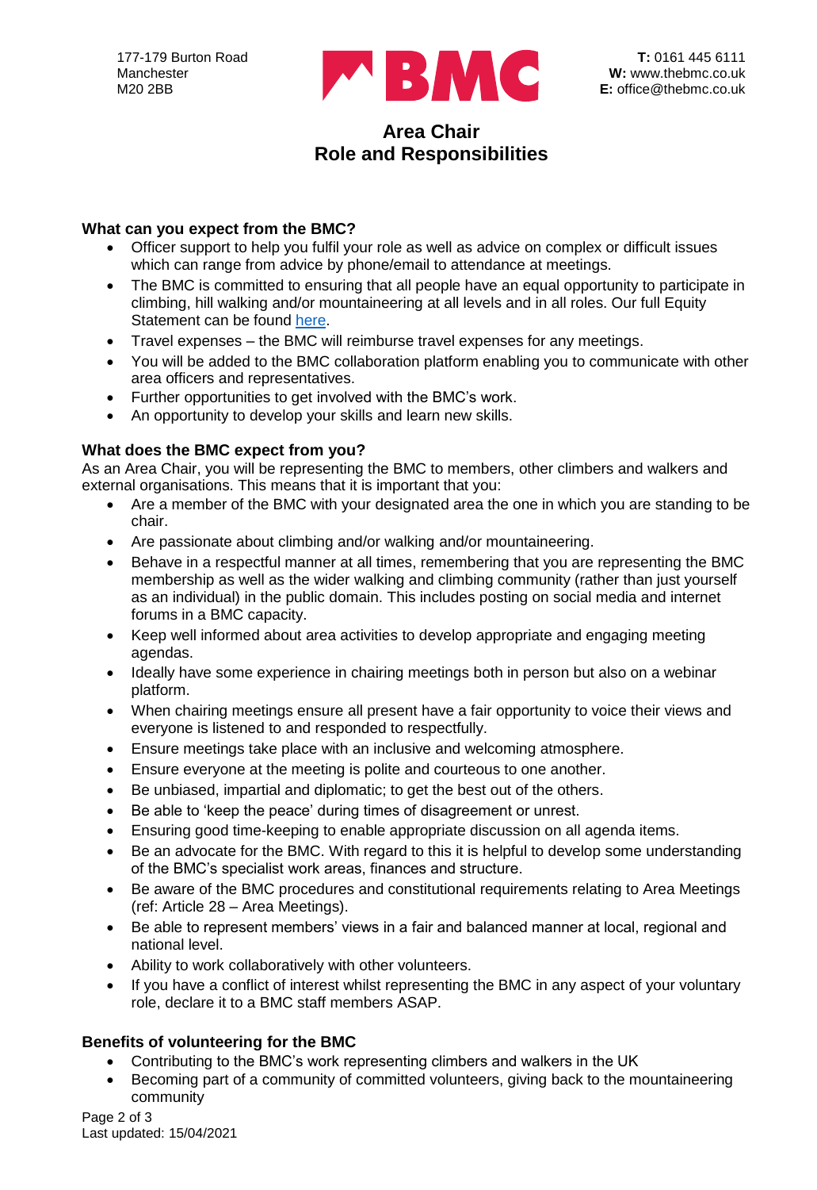177-179 Burton Road
Manchester
M20 2BB

**T:** 0161 445 6111
**W:** www.thebmc.co.uk
**E:** office@thebmc.co.uk

# Area Chair
# Role and Responsibilities

### What can you expect from the BMC?

- Officer support to help you fulfil your role as well as advice on complex or difficult issues which can range from advice by phone/email to attendance at meetings.
- The BMC is committed to ensuring that all people have an equal opportunity to participate in climbing, hill walking and/or mountaineering at all levels and in all roles. Our full Equity Statement can be found here.
- Travel expenses – the BMC will reimburse travel expenses for any meetings.
- You will be added to the BMC collaboration platform enabling you to communicate with other area officers and representatives.
- Further opportunities to get involved with the BMC's work.
- An opportunity to develop your skills and learn new skills.

### What does the BMC expect from you?

As an Area Chair, you will be representing the BMC to members, other climbers and walkers and external organisations. This means that it is important that you:

- Are a member of the BMC with your designated area the one in which you are standing to be chair.
- Are passionate about climbing and/or walking and/or mountaineering.
- Behave in a respectful manner at all times, remembering that you are representing the BMC membership as well as the wider walking and climbing community (rather than just yourself as an individual) in the public domain. This includes posting on social media and internet forums in a BMC capacity.
- Keep well informed about area activities to develop appropriate and engaging meeting agendas.
- Ideally have some experience in chairing meetings both in person but also on a webinar platform.
- When chairing meetings ensure all present have a fair opportunity to voice their views and everyone is listened to and responded to respectfully.
- Ensure meetings take place with an inclusive and welcoming atmosphere.
- Ensure everyone at the meeting is polite and courteous to one another.
- Be unbiased, impartial and diplomatic; to get the best out of the others.
- Be able to 'keep the peace' during times of disagreement or unrest.
- Ensuring good time-keeping to enable appropriate discussion on all agenda items.
- Be an advocate for the BMC. With regard to this it is helpful to develop some understanding of the BMC's specialist work areas, finances and structure.
- Be aware of the BMC procedures and constitutional requirements relating to Area Meetings (ref: Article 28 – Area Meetings).
- Be able to represent members' views in a fair and balanced manner at local, regional and national level.
- Ability to work collaboratively with other volunteers.
- If you have a conflict of interest whilst representing the BMC in any aspect of your voluntary role, declare it to a BMC staff members ASAP.

### Benefits of volunteering for the BMC

- Contributing to the BMC's work representing climbers and walkers in the UK
- Becoming part of a community of committed volunteers, giving back to the mountaineering community

Last updated: 15/04/2021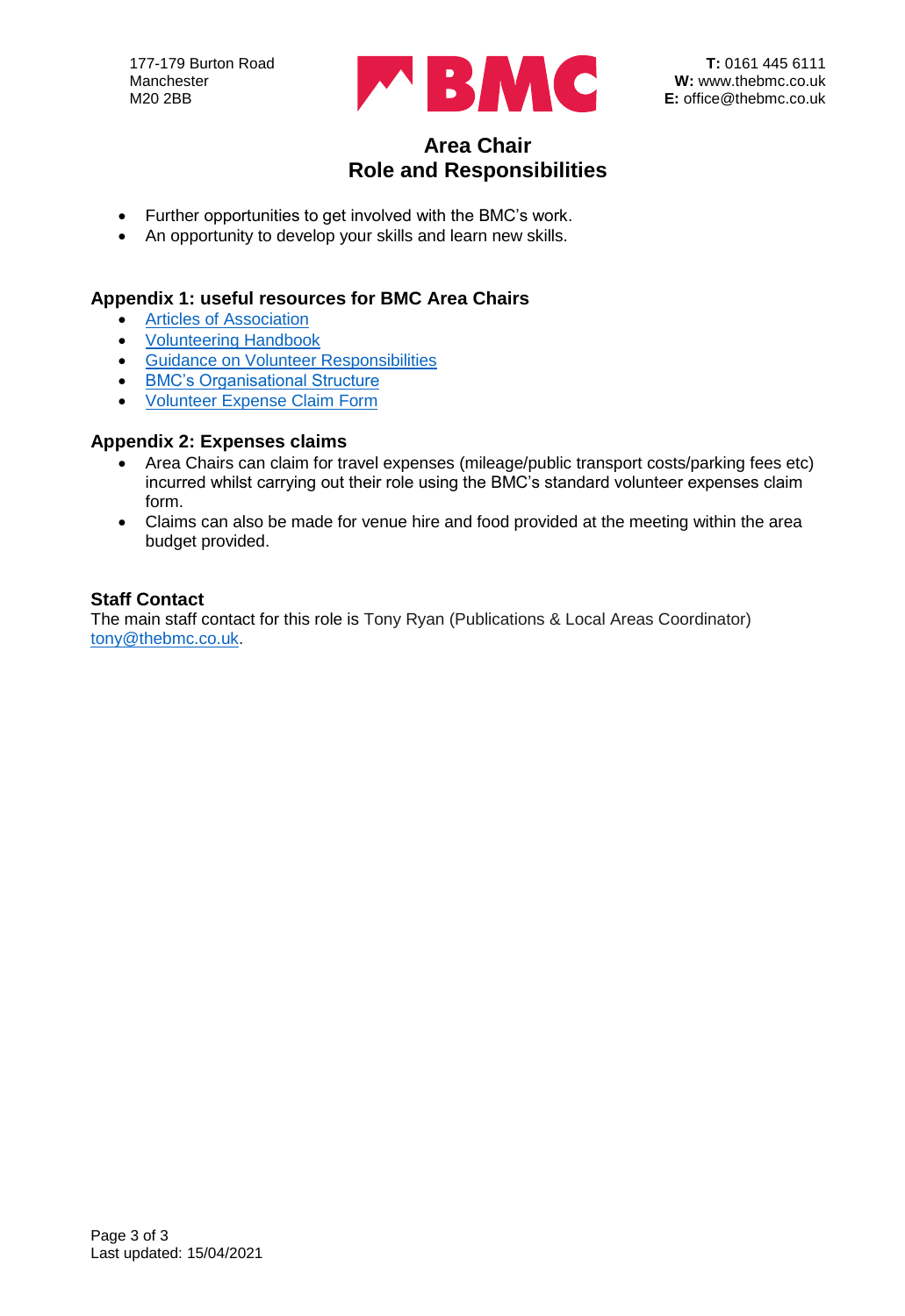- Further opportunities to get involved with the BMC's work.
- An opportunity to develop your skills and learn new skills.

## Appendix 1: useful resources for BMC Area Chairs

- Articles of Association
- Volunteering Handbook
- Guidance on Volunteer Responsibilities
- BMC's Organisational Structure
- Volunteer Expense Claim Form

## Appendix 2: Expenses claims

- Area Chairs can claim for travel expenses (mileage/public transport costs/parking fees etc) incurred whilst carrying out their role using the BMC's standard volunteer expenses claim form.
- Claims can also be made for venue hire and food provided at the meeting within the area budget provided.

## Staff Contact

The main staff contact for this role is Tony Ryan (Publications & Local Areas Coordinator) tony@thebmc.co.uk.

Last updated: 15/04/2021